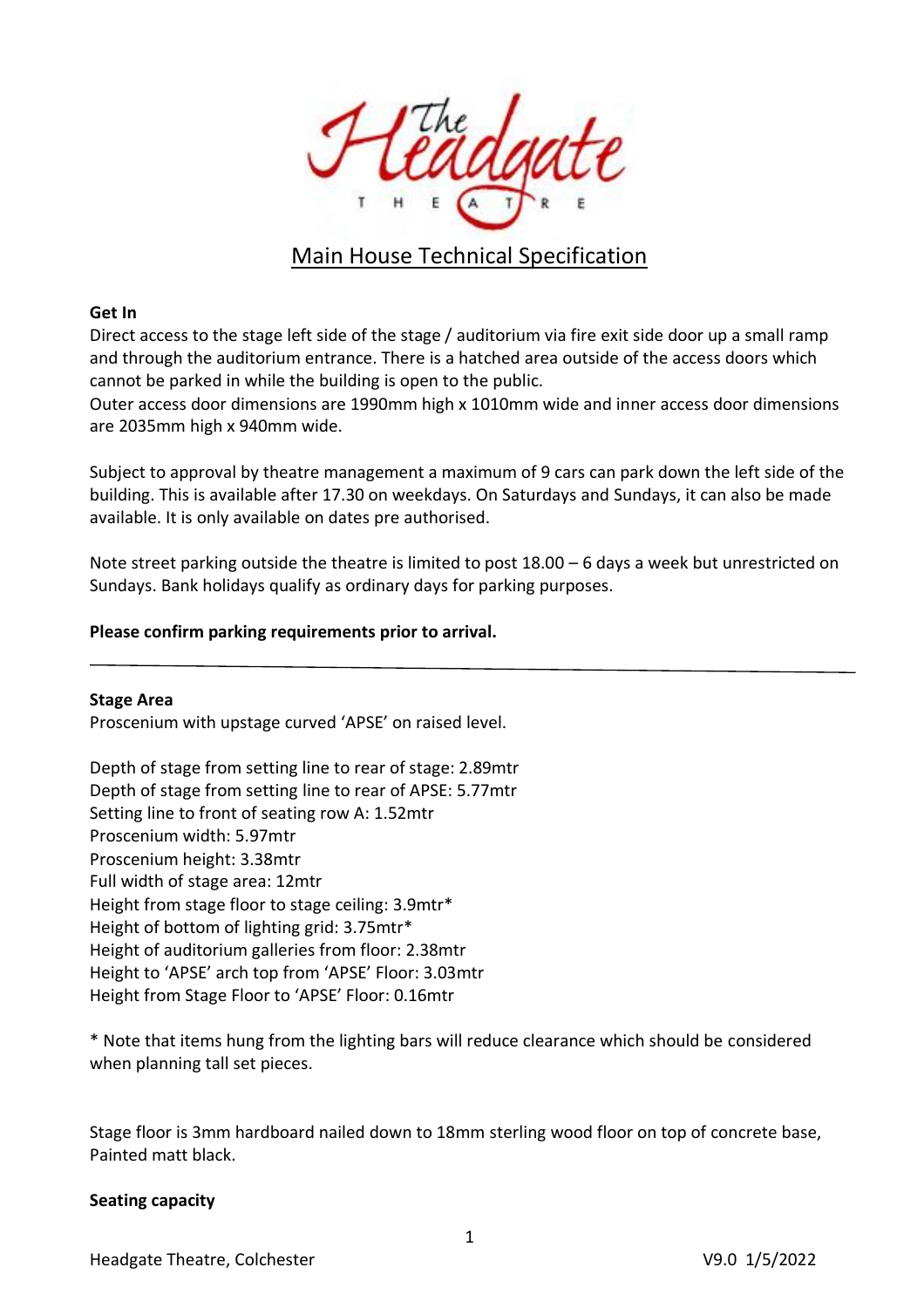# Main House Technical Specification

**Get In**

Direct access to the stage left side of the stage / auditorium via fire exit side door up a small ramp and through the auditorium entrance. There is a hatched area outside of the access doors which cannot be parked in while the building is open to the public.
Outer access door dimensions are 1990mm high x 1010mm wide and inner access door dimensions are 2035mm high x 940mm wide.

Subject to approval by theatre management a maximum of 9 cars can park down the left side of the building. This is available after 17.30 on weekdays. On Saturdays and Sundays, it can also be made available. It is only available on dates pre authorised.

Note street parking outside the theatre is limited to post 18.00 – 6 days a week but unrestricted on Sundays. Bank holidays qualify as ordinary days for parking purposes.

**Please confirm parking requirements prior to arrival.**

---

**Stage Area**

Proscenium with upstage curved 'APSE' on raised level.

Depth of stage from setting line to rear of stage: 2.89mtr
Depth of stage from setting line to rear of APSE: 5.77mtr
Setting line to front of seating row A: 1.52mtr
Proscenium width: 5.97mtr
Proscenium height: 3.38mtr
Full width of stage area: 12mtr
Height from stage floor to stage ceiling: 3.9mtr*
Height of bottom of lighting grid: 3.75mtr*
Height of auditorium galleries from floor: 2.38mtr
Height to 'APSE' arch top from 'APSE' Floor: 3.03mtr
Height from Stage Floor to 'APSE' Floor: 0.16mtr

* Note that items hung from the lighting bars will reduce clearance which should be considered when planning tall set pieces.

Stage floor is 3mm hardboard nailed down to 18mm sterling wood floor on top of concrete base, Painted matt black.

**Seating capacity**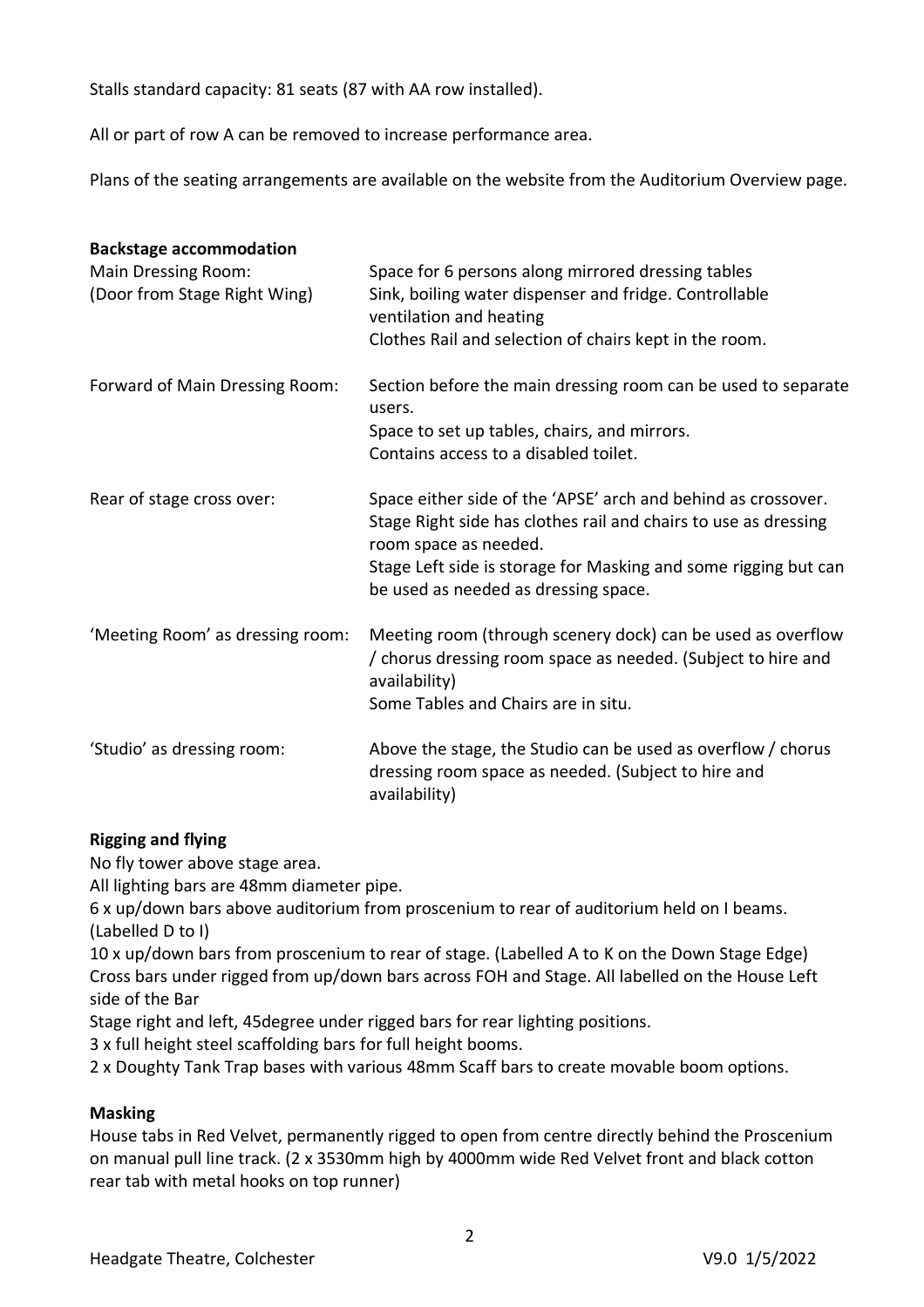Stalls standard capacity: 81 seats (87 with AA row installed).

All or part of row A can be removed to increase performance area.

Plans of the seating arrangements are available on the website from the Auditorium Overview page.

**Backstage accommodation**

| | |
|---|---|
| Main Dressing Room: (Door from Stage Right Wing) | Space for 6 persons along mirrored dressing tables<br>Sink, boiling water dispenser and fridge. Controllable ventilation and heating<br>Clothes Rail and selection of chairs kept in the room. |
| Forward of Main Dressing Room: | Section before the main dressing room can be used to separate users.<br>Space to set up tables, chairs, and mirrors.<br>Contains access to a disabled toilet. |
| Rear of stage cross over: | Space either side of the 'APSE' arch and behind as crossover.<br>Stage Right side has clothes rail and chairs to use as dressing room space as needed.<br>Stage Left side is storage for Masking and some rigging but can be used as needed as dressing space. |
| 'Meeting Room' as dressing room: | Meeting room (through scenery dock) can be used as overflow / chorus dressing room space as needed. (Subject to hire and availability)<br>Some Tables and Chairs are in situ. |
| 'Studio' as dressing room: | Above the stage, the Studio can be used as overflow / chorus dressing room space as needed. (Subject to hire and availability) |

**Rigging and flying**

No fly tower above stage area.
All lighting bars are 48mm diameter pipe.
6 x up/down bars above auditorium from proscenium to rear of auditorium held on I beams. (Labelled D to I)
10 x up/down bars from proscenium to rear of stage. (Labelled A to K on the Down Stage Edge)
Cross bars under rigged from up/down bars across FOH and Stage. All labelled on the House Left side of the Bar
Stage right and left, 45degree under rigged bars for rear lighting positions.
3 x full height steel scaffolding bars for full height booms.
2 x Doughty Tank Trap bases with various 48mm Scaff bars to create movable boom options.

**Masking**

House tabs in Red Velvet, permanently rigged to open from centre directly behind the Proscenium on manual pull line track. (2 x 3530mm high by 4000mm wide Red Velvet front and black cotton rear tab with metal hooks on top runner)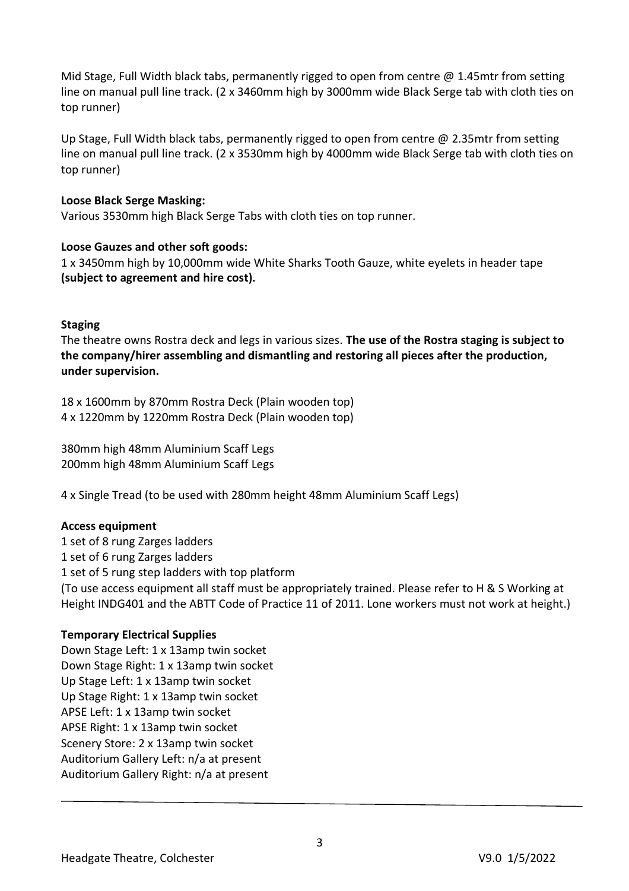Mid Stage, Full Width black tabs, permanently rigged to open from centre @ 1.45mtr from setting line on manual pull line track. (2 x 3460mm high by 3000mm wide Black Serge tab with cloth ties on top runner)

Up Stage, Full Width black tabs, permanently rigged to open from centre @ 2.35mtr from setting line on manual pull line track. (2 x 3530mm high by 4000mm wide Black Serge tab with cloth ties on top runner)

**Loose Black Serge Masking:**
Various 3530mm high Black Serge Tabs with cloth ties on top runner.

**Loose Gauzes and other soft goods:**
1 x 3450mm high by 10,000mm wide White Sharks Tooth Gauze, white eyelets in header tape **(subject to agreement and hire cost).**

**Staging**
The theatre owns Rostra deck and legs in various sizes. **The use of the Rostra staging is subject to the company/hirer assembling and dismantling and restoring all pieces after the production, under supervision.**

18 x 1600mm by 870mm Rostra Deck (Plain wooden top)
4 x 1220mm by 1220mm Rostra Deck (Plain wooden top)

380mm high 48mm Aluminium Scaff Legs
200mm high 48mm Aluminium Scaff Legs

4 x Single Tread (to be used with 280mm height 48mm Aluminium Scaff Legs)

**Access equipment**
1 set of 8 rung Zarges ladders
1 set of 6 rung Zarges ladders
1 set of 5 rung step ladders with top platform
(To use access equipment all staff must be appropriately trained. Please refer to H & S Working at Height INDG401 and the ABTT Code of Practice 11 of 2011. Lone workers must not work at height.)

**Temporary Electrical Supplies**
Down Stage Left: 1 x 13amp twin socket
Down Stage Right: 1 x 13amp twin socket
Up Stage Left: 1 x 13amp twin socket
Up Stage Right: 1 x 13amp twin socket
APSE Left: 1 x 13amp twin socket
APSE Right: 1 x 13amp twin socket
Scenery Store: 2 x 13amp twin socket
Auditorium Gallery Left: n/a at present
Auditorium Gallery Right: n/a at present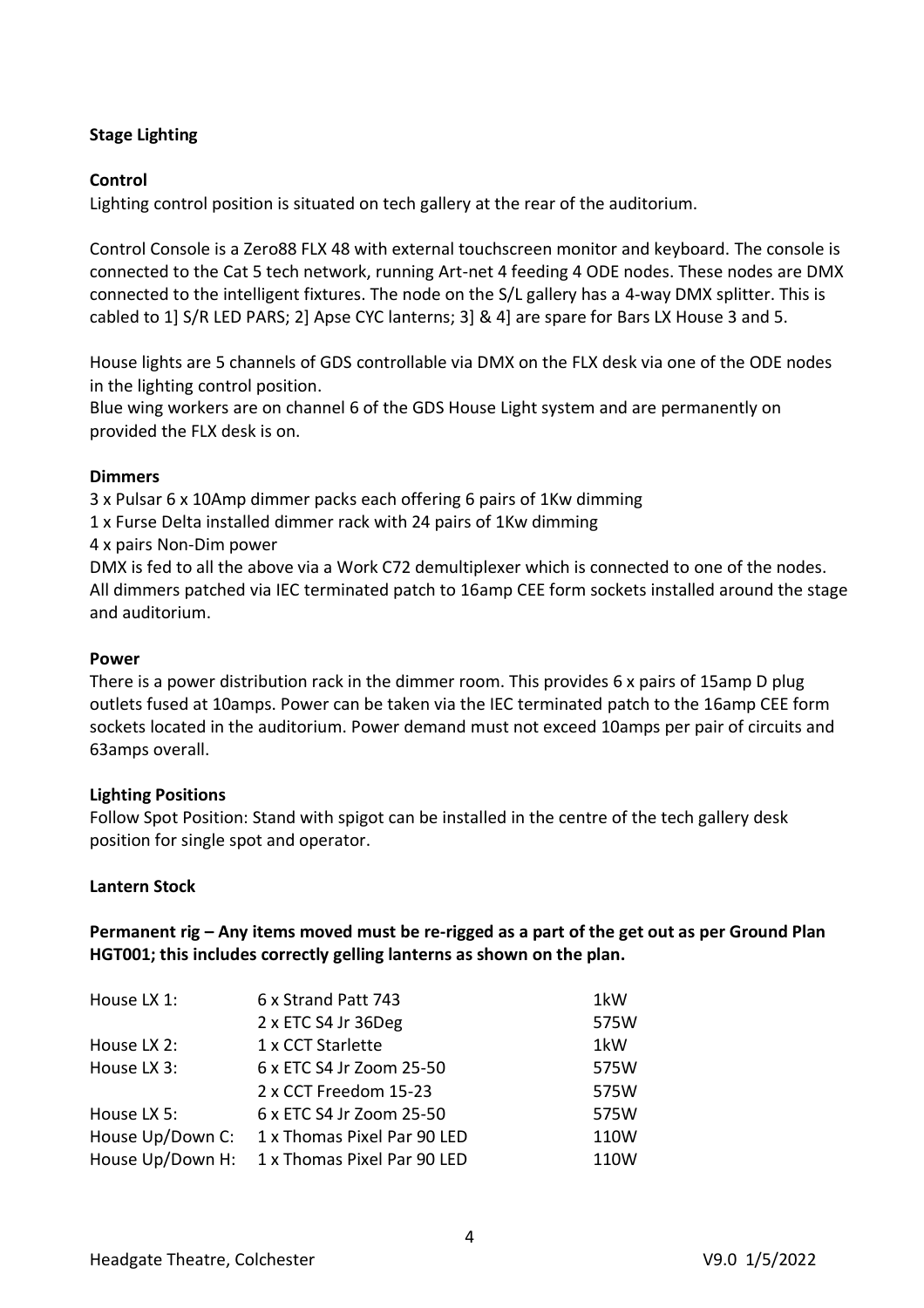## Stage Lighting

### Control

Lighting control position is situated on tech gallery at the rear of the auditorium.

Control Console is a Zero88 FLX 48 with external touchscreen monitor and keyboard. The console is connected to the Cat 5 tech network, running Art-net 4 feeding 4 ODE nodes. These nodes are DMX connected to the intelligent fixtures. The node on the S/L gallery has a 4-way DMX splitter. This is cabled to 1] S/R LED PARS; 2] Apse CYC lanterns; 3] & 4] are spare for Bars LX House 3 and 5.

House lights are 5 channels of GDS controllable via DMX on the FLX desk via one of the ODE nodes in the lighting control position.
Blue wing workers are on channel 6 of the GDS House Light system and are permanently on provided the FLX desk is on.

### Dimmers

3 x Pulsar 6 x 10Amp dimmer packs each offering 6 pairs of 1Kw dimming
1 x Furse Delta installed dimmer rack with 24 pairs of 1Kw dimming
4 x pairs Non-Dim power
DMX is fed to all the above via a Work C72 demultiplexer which is connected to one of the nodes.
All dimmers patched via IEC terminated patch to 16amp CEE form sockets installed around the stage and auditorium.

### Power

There is a power distribution rack in the dimmer room. This provides 6 x pairs of 15amp D plug outlets fused at 10amps. Power can be taken via the IEC terminated patch to the 16amp CEE form sockets located in the auditorium. Power demand must not exceed 10amps per pair of circuits and 63amps overall.

### Lighting Positions

Follow Spot Position: Stand with spigot can be installed in the centre of the tech gallery desk position for single spot and operator.

### Lantern Stock

**Permanent rig – Any items moved must be re-rigged as a part of the get out as per Ground Plan HGT001; this includes correctly gelling lanterns as shown on the plan.**

| | | |
|---|---|---|
| House LX 1: | 6 x Strand Patt 743 | 1kW |
| | 2 x ETC S4 Jr 36Deg | 575W |
| House LX 2: | 1 x CCT Starlette | 1kW |
| House LX 3: | 6 x ETC S4 Jr Zoom 25-50 | 575W |
| | 2 x CCT Freedom 15-23 | 575W |
| House LX 5: | 6 x ETC S4 Jr Zoom 25-50 | 575W |
| House Up/Down C: | 1 x Thomas Pixel Par 90 LED | 110W |
| House Up/Down H: | 1 x Thomas Pixel Par 90 LED | 110W |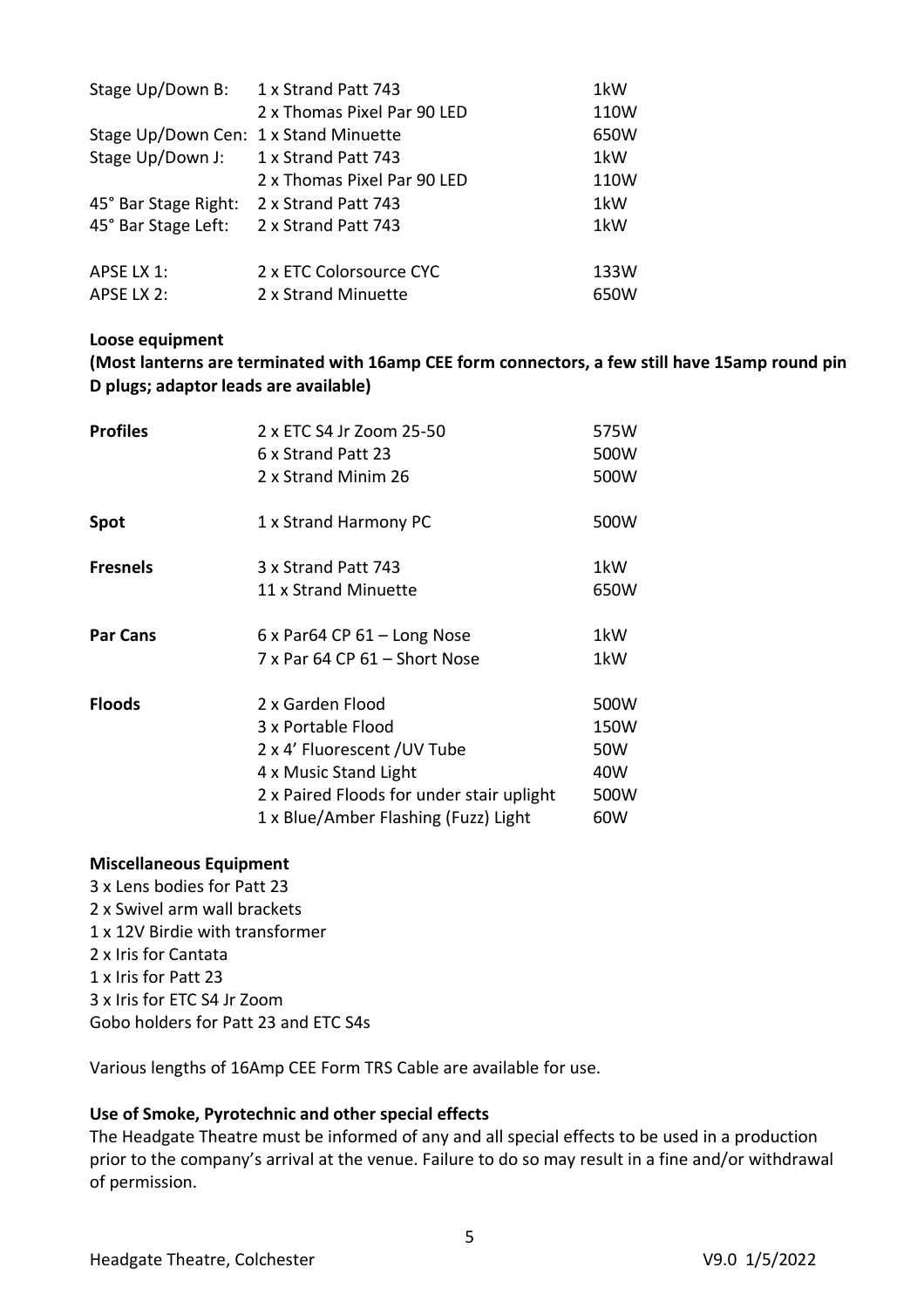| | | |
|---|---|---|
| Stage Up/Down B: | 1 x Strand Patt 743 | 1kW |
| | 2 x Thomas Pixel Par 90 LED | 110W |
| Stage Up/Down Cen: | 1 x Stand Minuette | 650W |
| Stage Up/Down J: | 1 x Strand Patt 743 | 1kW |
| | 2 x Thomas Pixel Par 90 LED | 110W |
| 45° Bar Stage Right: | 2 x Strand Patt 743 | 1kW |
| 45° Bar Stage Left: | 2 x Strand Patt 743 | 1kW |
| APSE LX 1: | 2 x ETC Colorsource CYC | 133W |
| APSE LX 2: | 2 x Strand Minuette | 650W |

**Loose equipment**

**(Most lanterns are terminated with 16amp CEE form connectors, a few still have 15amp round pin D plugs; adaptor leads are available)**

| | | |
|---|---|---|
| **Profiles** | 2 x ETC S4 Jr Zoom 25-50 | 575W |
| | 6 x Strand Patt 23 | 500W |
| | 2 x Strand Minim 26 | 500W |
| **Spot** | 1 x Strand Harmony PC | 500W |
| **Fresnels** | 3 x Strand Patt 743 | 1kW |
| | 11 x Strand Minuette | 650W |
| **Par Cans** | 6 x Par64 CP 61 – Long Nose | 1kW |
| | 7 x Par 64 CP 61 – Short Nose | 1kW |
| **Floods** | 2 x Garden Flood | 500W |
| | 3 x Portable Flood | 150W |
| | 2 x 4' Fluorescent /UV Tube | 50W |
| | 4 x Music Stand Light | 40W |
| | 2 x Paired Floods for under stair uplight | 500W |
| | 1 x Blue/Amber Flashing (Fuzz) Light | 60W |

**Miscellaneous Equipment**

3 x Lens bodies for Patt 23
2 x Swivel arm wall brackets
1 x 12V Birdie with transformer
2 x Iris for Cantata
1 x Iris for Patt 23
3 x Iris for ETC S4 Jr Zoom
Gobo holders for Patt 23 and ETC S4s

Various lengths of 16Amp CEE Form TRS Cable are available for use.

**Use of Smoke, Pyrotechnic and other special effects**

The Headgate Theatre must be informed of any and all special effects to be used in a production prior to the company's arrival at the venue. Failure to do so may result in a fine and/or withdrawal of permission.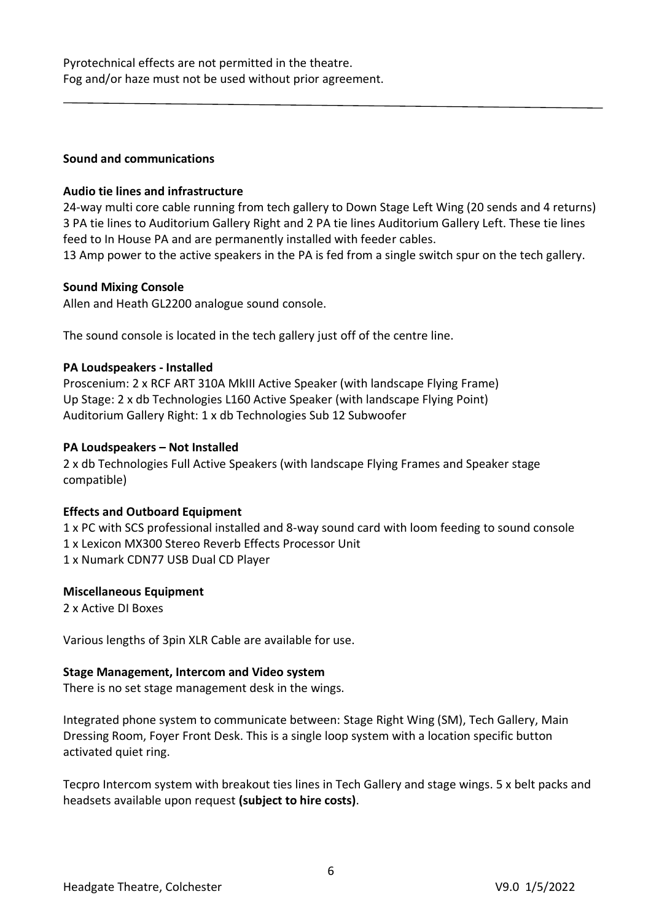Pyrotechnical effects are not permitted in the theatre.
Fog and/or haze must not be used without prior agreement.

---

**Sound and communications**

**Audio tie lines and infrastructure**

24-way multi core cable running from tech gallery to Down Stage Left Wing (20 sends and 4 returns)
3 PA tie lines to Auditorium Gallery Right and 2 PA tie lines Auditorium Gallery Left. These tie lines feed to In House PA and are permanently installed with feeder cables.
13 Amp power to the active speakers in the PA is fed from a single switch spur on the tech gallery.

**Sound Mixing Console**

Allen and Heath GL2200 analogue sound console.

The sound console is located in the tech gallery just off of the centre line.

**PA Loudspeakers - Installed**

Proscenium: 2 x RCF ART 310A MkIII Active Speaker (with landscape Flying Frame)
Up Stage: 2 x db Technologies L160 Active Speaker (with landscape Flying Point)
Auditorium Gallery Right: 1 x db Technologies Sub 12 Subwoofer

**PA Loudspeakers – Not Installed**

2 x db Technologies Full Active Speakers (with landscape Flying Frames and Speaker stage compatible)

**Effects and Outboard Equipment**

1 x PC with SCS professional installed and 8-way sound card with loom feeding to sound console
1 x Lexicon MX300 Stereo Reverb Effects Processor Unit
1 x Numark CDN77 USB Dual CD Player

**Miscellaneous Equipment**

2 x Active DI Boxes

Various lengths of 3pin XLR Cable are available for use.

**Stage Management, Intercom and Video system**

There is no set stage management desk in the wings.

Integrated phone system to communicate between: Stage Right Wing (SM), Tech Gallery, Main Dressing Room, Foyer Front Desk. This is a single loop system with a location specific button activated quiet ring.

Tecpro Intercom system with breakout ties lines in Tech Gallery and stage wings. 5 x belt packs and headsets available upon request **(subject to hire costs)**.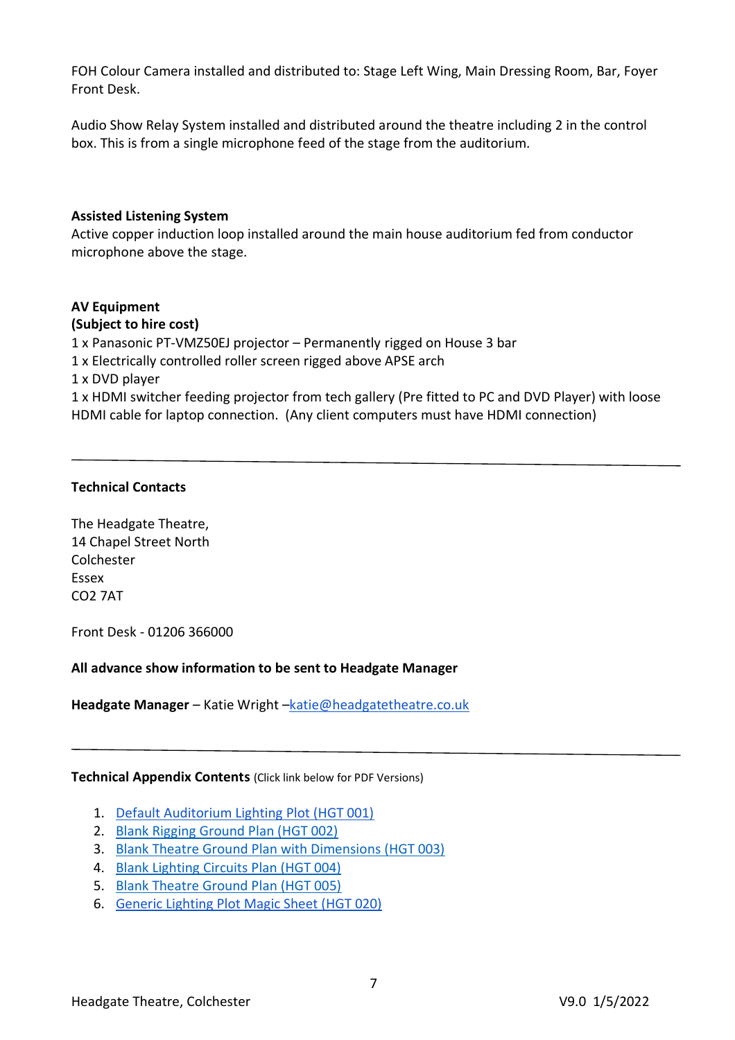FOH Colour Camera installed and distributed to: Stage Left Wing, Main Dressing Room, Bar, Foyer Front Desk.

Audio Show Relay System installed and distributed around the theatre including 2 in the control box. This is from a single microphone feed of the stage from the auditorium.

**Assisted Listening System**

Active copper induction loop installed around the main house auditorium fed from conductor microphone above the stage.

**AV Equipment**
**(Subject to hire cost)**

1 x Panasonic PT-VMZ50EJ projector – Permanently rigged on House 3 bar
1 x Electrically controlled roller screen rigged above APSE arch
1 x DVD player
1 x HDMI switcher feeding projector from tech gallery (Pre fitted to PC and DVD Player) with loose HDMI cable for laptop connection. (Any client computers must have HDMI connection)

---

**Technical Contacts**

The Headgate Theatre,
14 Chapel Street North
Colchester
Essex
CO2 7AT

Front Desk - 01206 366000

**All advance show information to be sent to Headgate Manager**

**Headgate Manager** – Katie Wright –katie@headgatetheatre.co.uk

---

**Technical Appendix Contents** (Click link below for PDF Versions)

1. Default Auditorium Lighting Plot (HGT 001)
2. Blank Rigging Ground Plan (HGT 002)
3. Blank Theatre Ground Plan with Dimensions (HGT 003)
4. Blank Lighting Circuits Plan (HGT 004)
5. Blank Theatre Ground Plan (HGT 005)
6. Generic Lighting Plot Magic Sheet (HGT 020)